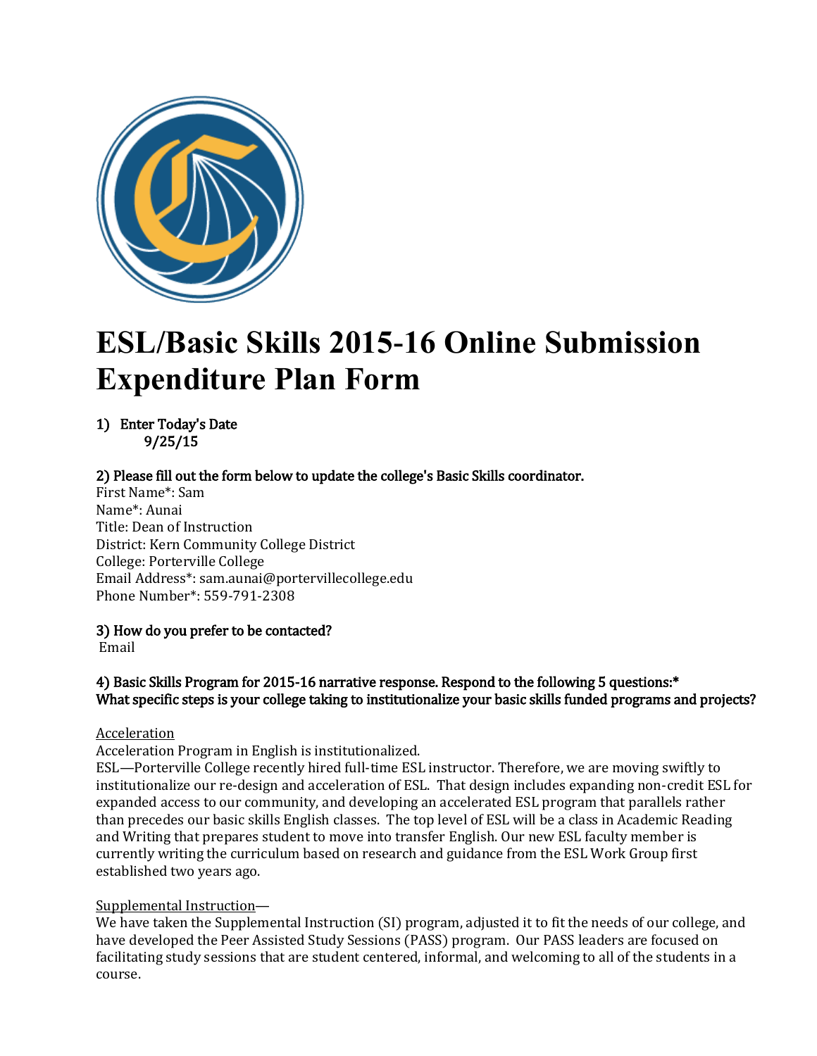# ESL/Basic Skills 2015-16 Online Submission Expenditure Plan Form

**1) Enter Today's Date**
9/25/15

**2) Please fill out the form below to update the college's Basic Skills coordinator.**
First Name*: Sam
Name*: Aunai
Title: Dean of Instruction
District: Kern Community College District
College: Porterville College
Email Address*: sam.aunai@portervillecollege.edu
Phone Number*: 559-791-2308

**3) How do you prefer to be contacted?**
Email

**4) Basic Skills Program for 2015-16 narrative response. Respond to the following 5 questions:***
**What specific steps is your college taking to institutionalize your basic skills funded programs and projects?**

Acceleration
Acceleration Program in English is institutionalized.
ESL—Porterville College recently hired full-time ESL instructor. Therefore, we are moving swiftly to institutionalize our re-design and acceleration of ESL. That design includes expanding non-credit ESL for expanded access to our community, and developing an accelerated ESL program that parallels rather than precedes our basic skills English classes. The top level of ESL will be a class in Academic Reading and Writing that prepares student to move into transfer English. Our new ESL faculty member is currently writing the curriculum based on research and guidance from the ESL Work Group first established two years ago.

Supplemental Instruction—
We have taken the Supplemental Instruction (SI) program, adjusted it to fit the needs of our college, and have developed the Peer Assisted Study Sessions (PASS) program. Our PASS leaders are focused on facilitating study sessions that are student centered, informal, and welcoming to all of the students in a course.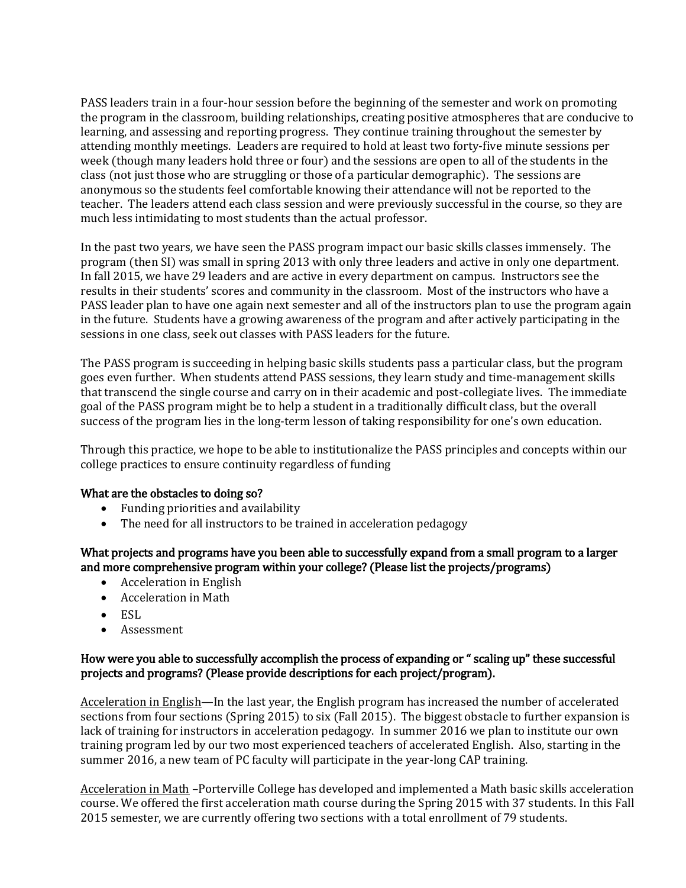PASS leaders train in a four-hour session before the beginning of the semester and work on promoting the program in the classroom, building relationships, creating positive atmospheres that are conducive to learning, and assessing and reporting progress. They continue training throughout the semester by attending monthly meetings. Leaders are required to hold at least two forty-five minute sessions per week (though many leaders hold three or four) and the sessions are open to all of the students in the class (not just those who are struggling or those of a particular demographic). The sessions are anonymous so the students feel comfortable knowing their attendance will not be reported to the teacher. The leaders attend each class session and were previously successful in the course, so they are much less intimidating to most students than the actual professor.

In the past two years, we have seen the PASS program impact our basic skills classes immensely. The program (then SI) was small in spring 2013 with only three leaders and active in only one department. In fall 2015, we have 29 leaders and are active in every department on campus. Instructors see the results in their students' scores and community in the classroom. Most of the instructors who have a PASS leader plan to have one again next semester and all of the instructors plan to use the program again in the future. Students have a growing awareness of the program and after actively participating in the sessions in one class, seek out classes with PASS leaders for the future.

The PASS program is succeeding in helping basic skills students pass a particular class, but the program goes even further. When students attend PASS sessions, they learn study and time-management skills that transcend the single course and carry on in their academic and post-collegiate lives. The immediate goal of the PASS program might be to help a student in a traditionally difficult class, but the overall success of the program lies in the long-term lesson of taking responsibility for one's own education.

Through this practice, we hope to be able to institutionalize the PASS principles and concepts within our college practices to ensure continuity regardless of funding

**What are the obstacles to doing so?**

- Funding priorities and availability
- The need for all instructors to be trained in acceleration pedagogy

**What projects and programs have you been able to successfully expand from a small program to a larger and more comprehensive program within your college? (Please list the projects/programs)**

- Acceleration in English
- Acceleration in Math
- ESL
- Assessment

**How were you able to successfully accomplish the process of expanding or " scaling up" these successful projects and programs? (Please provide descriptions for each project/program).**

Acceleration in English—In the last year, the English program has increased the number of accelerated sections from four sections (Spring 2015) to six (Fall 2015). The biggest obstacle to further expansion is lack of training for instructors in acceleration pedagogy. In summer 2016 we plan to institute our own training program led by our two most experienced teachers of accelerated English. Also, starting in the summer 2016, a new team of PC faculty will participate in the year-long CAP training.

Acceleration in Math –Porterville College has developed and implemented a Math basic skills acceleration course. We offered the first acceleration math course during the Spring 2015 with 37 students. In this Fall 2015 semester, we are currently offering two sections with a total enrollment of 79 students.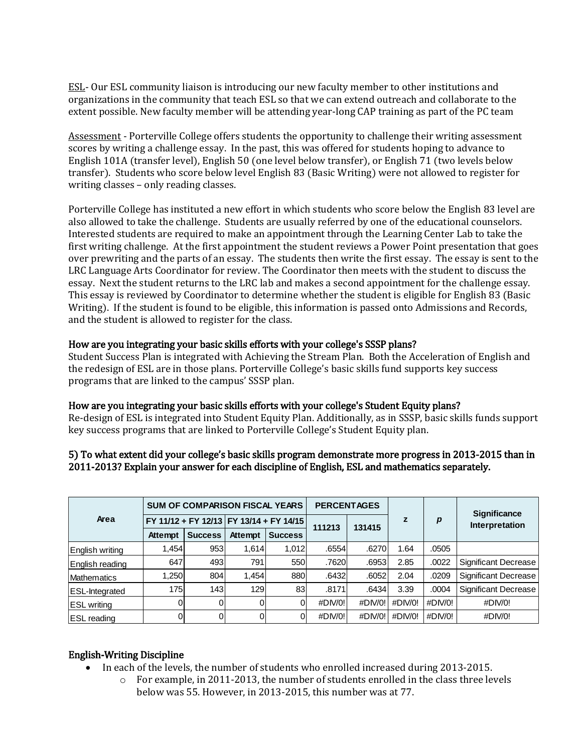ESL- Our ESL community liaison is introducing our new faculty member to other institutions and organizations in the community that teach ESL so that we can extend outreach and collaborate to the extent possible. New faculty member will be attending year-long CAP training as part of the PC team

Assessment - Porterville College offers students the opportunity to challenge their writing assessment scores by writing a challenge essay. In the past, this was offered for students hoping to advance to English 101A (transfer level), English 50 (one level below transfer), or English 71 (two levels below transfer). Students who score below level English 83 (Basic Writing) were not allowed to register for writing classes – only reading classes.

Porterville College has instituted a new effort in which students who score below the English 83 level are also allowed to take the challenge. Students are usually referred by one of the educational counselors. Interested students are required to make an appointment through the Learning Center Lab to take the first writing challenge. At the first appointment the student reviews a Power Point presentation that goes over prewriting and the parts of an essay. The students then write the first essay. The essay is sent to the LRC Language Arts Coordinator for review. The Coordinator then meets with the student to discuss the essay. Next the student returns to the LRC lab and makes a second appointment for the challenge essay. This essay is reviewed by Coordinator to determine whether the student is eligible for English 83 (Basic Writing). If the student is found to be eligible, this information is passed onto Admissions and Records, and the student is allowed to register for the class.

### How are you integrating your basic skills efforts with your college's SSSP plans?

Student Success Plan is integrated with Achieving the Stream Plan. Both the Acceleration of English and the redesign of ESL are in those plans. Porterville College's basic skills fund supports key success programs that are linked to the campus' SSSP plan.

### How are you integrating your basic skills efforts with your college's Student Equity plans?

Re-design of ESL is integrated into Student Equity Plan. Additionally, as in SSSP, basic skills funds support key success programs that are linked to Porterville College's Student Equity plan.

### 5) To what extent did your college's basic skills program demonstrate more progress in 2013-2015 than in 2011-2013? Explain your answer for each discipline of English, ESL and mathematics separately.

| Area | SUM OF COMPARISON FISCAL YEARS | | | | PERCENTAGES | | z | p | Significance Interpretation |
|---|---|---|---|---|---|---|---|---|---|
| | FY 11/12 + FY 12/13 | | FY 13/14 + FY 14/15 | | 111213 | 131415 | | | |
| | Attempt | Success | Attempt | Success | | | | | |
| English writing | 1,454 | 953 | 1,614 | 1,012 | .6554 | .6270 | 1.64 | .0505 | |
| English reading | 647 | 493 | 791 | 550 | .7620 | .6953 | 2.85 | .0022 | Significant Decrease |
| Mathematics | 1,250 | 804 | 1,454 | 880 | .6432 | .6052 | 2.04 | .0209 | Significant Decrease |
| ESL-Integrated | 175 | 143 | 129 | 83 | .8171 | .6434 | 3.39 | .0004 | Significant Decrease |
| ESL writing | 0 | 0 | 0 | 0 | #DIV/0! | #DIV/0! | #DIV/0! | #DIV/0! | #DIV/0! |
| ESL reading | 0 | 0 | 0 | 0 | #DIV/0! | #DIV/0! | #DIV/0! | #DIV/0! | #DIV/0! |

### English-Writing Discipline

- In each of the levels, the number of students who enrolled increased during 2013-2015.
  - For example, in 2011-2013, the number of students enrolled in the class three levels below was 55. However, in 2013-2015, this number was at 77.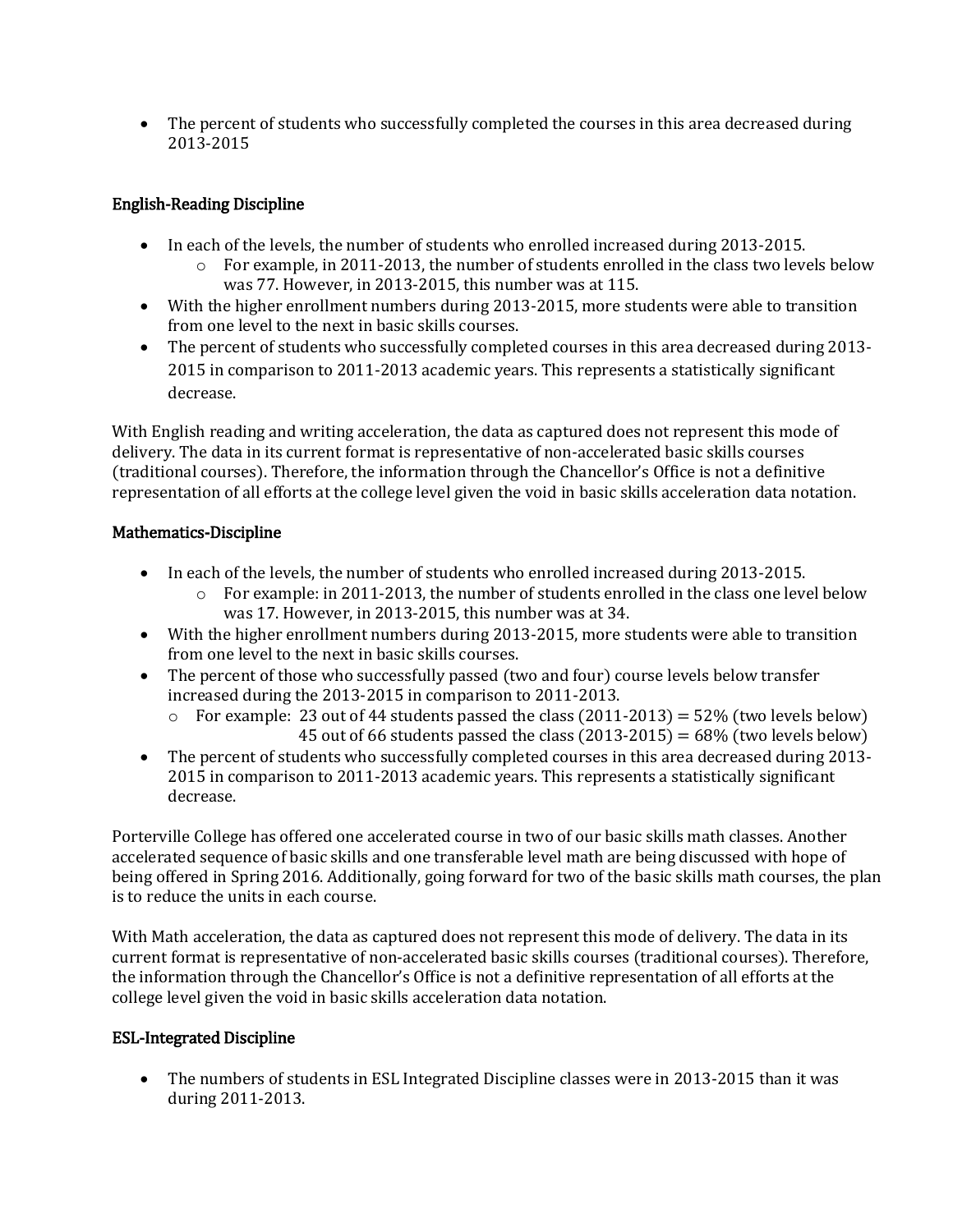- The percent of students who successfully completed the courses in this area decreased during 2013-2015

### English-Reading Discipline

- In each of the levels, the number of students who enrolled increased during 2013-2015.
  - For example, in 2011-2013, the number of students enrolled in the class two levels below was 77. However, in 2013-2015, this number was at 115.
- With the higher enrollment numbers during 2013-2015, more students were able to transition from one level to the next in basic skills courses.
- The percent of students who successfully completed courses in this area decreased during 2013-2015 in comparison to 2011-2013 academic years. This represents a statistically significant decrease.

With English reading and writing acceleration, the data as captured does not represent this mode of delivery. The data in its current format is representative of non-accelerated basic skills courses (traditional courses). Therefore, the information through the Chancellor's Office is not a definitive representation of all efforts at the college level given the void in basic skills acceleration data notation.

### Mathematics-Discipline

- In each of the levels, the number of students who enrolled increased during 2013-2015.
  - For example: in 2011-2013, the number of students enrolled in the class one level below was 17. However, in 2013-2015, this number was at 34.
- With the higher enrollment numbers during 2013-2015, more students were able to transition from one level to the next in basic skills courses.
- The percent of those who successfully passed (two and four) course levels below transfer increased during the 2013-2015 in comparison to 2011-2013.
  - For example: 23 out of 44 students passed the class (2011-2013) = 52% (two levels below)
    45 out of 66 students passed the class (2013-2015) = 68% (two levels below)
- The percent of students who successfully completed courses in this area decreased during 2013-2015 in comparison to 2011-2013 academic years. This represents a statistically significant decrease.

Porterville College has offered one accelerated course in two of our basic skills math classes. Another accelerated sequence of basic skills and one transferable level math are being discussed with hope of being offered in Spring 2016. Additionally, going forward for two of the basic skills math courses, the plan is to reduce the units in each course.

With Math acceleration, the data as captured does not represent this mode of delivery. The data in its current format is representative of non-accelerated basic skills courses (traditional courses). Therefore, the information through the Chancellor's Office is not a definitive representation of all efforts at the college level given the void in basic skills acceleration data notation.

### ESL-Integrated Discipline

- The numbers of students in ESL Integrated Discipline classes were in 2013-2015 than it was during 2011-2013.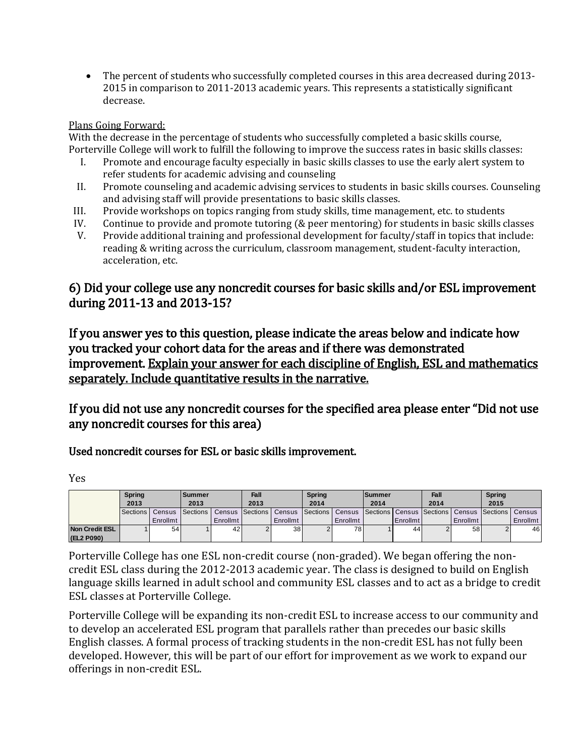- The percent of students who successfully completed courses in this area decreased during 2013-2015 in comparison to 2011-2013 academic years. This represents a statistically significant decrease.

Plans Going Forward:

With the decrease in the percentage of students who successfully completed a basic skills course, Porterville College will work to fulfill the following to improve the success rates in basic skills classes:

I. Promote and encourage faculty especially in basic skills classes to use the early alert system to refer students for academic advising and counseling
II. Promote counseling and academic advising services to students in basic skills courses. Counseling and advising staff will provide presentations to basic skills classes.
III. Provide workshops on topics ranging from study skills, time management, etc. to students
IV. Continue to provide and promote tutoring (& peer mentoring) for students in basic skills classes
V. Provide additional training and professional development for faculty/staff in topics that include: reading & writing across the curriculum, classroom management, student-faculty interaction, acceleration, etc.

## 6) Did your college use any noncredit courses for basic skills and/or ESL improvement during 2011-13 and 2013-15?

## If you answer yes to this question, please indicate the areas below and indicate how you tracked your cohort data for the areas and if there was demonstrated improvement. Explain your answer for each discipline of English, ESL and mathematics separately. Include quantitative results in the narrative.

## If you did not use any noncredit courses for the specified area please enter "Did not use any noncredit courses for this area)

### Used noncredit courses for ESL or basic skills improvement.

Yes

| | Spring 2013 | | Summer 2013 | | Fall 2013 | | Spring 2014 | | Summer 2014 | | Fall 2014 | | Spring 2015 | |
|---|---|---|---|---|---|---|---|---|---|---|---|---|---|---|
| | Sections | Census Enrollmt | Sections | Census Enrollmt | Sections | Census Enrollmt | Sections | Census Enrollmt | Sections | Census Enrollmt | Sections | Census Enrollmt | Sections | Census Enrollmt |
| **Non Credit ESL (EL2 P090)** | 1 | 54 | 1 | 42 | 2 | 38 | 2 | 78 | 1 | 44 | 2 | 58 | 2 | 46 |

Porterville College has one ESL non-credit course (non-graded). We began offering the non-credit ESL class during the 2012-2013 academic year. The class is designed to build on English language skills learned in adult school and community ESL classes and to act as a bridge to credit ESL classes at Porterville College.

Porterville College will be expanding its non-credit ESL to increase access to our community and to develop an accelerated ESL program that parallels rather than precedes our basic skills English classes. A formal process of tracking students in the non-credit ESL has not fully been developed. However, this will be part of our effort for improvement as we work to expand our offerings in non-credit ESL.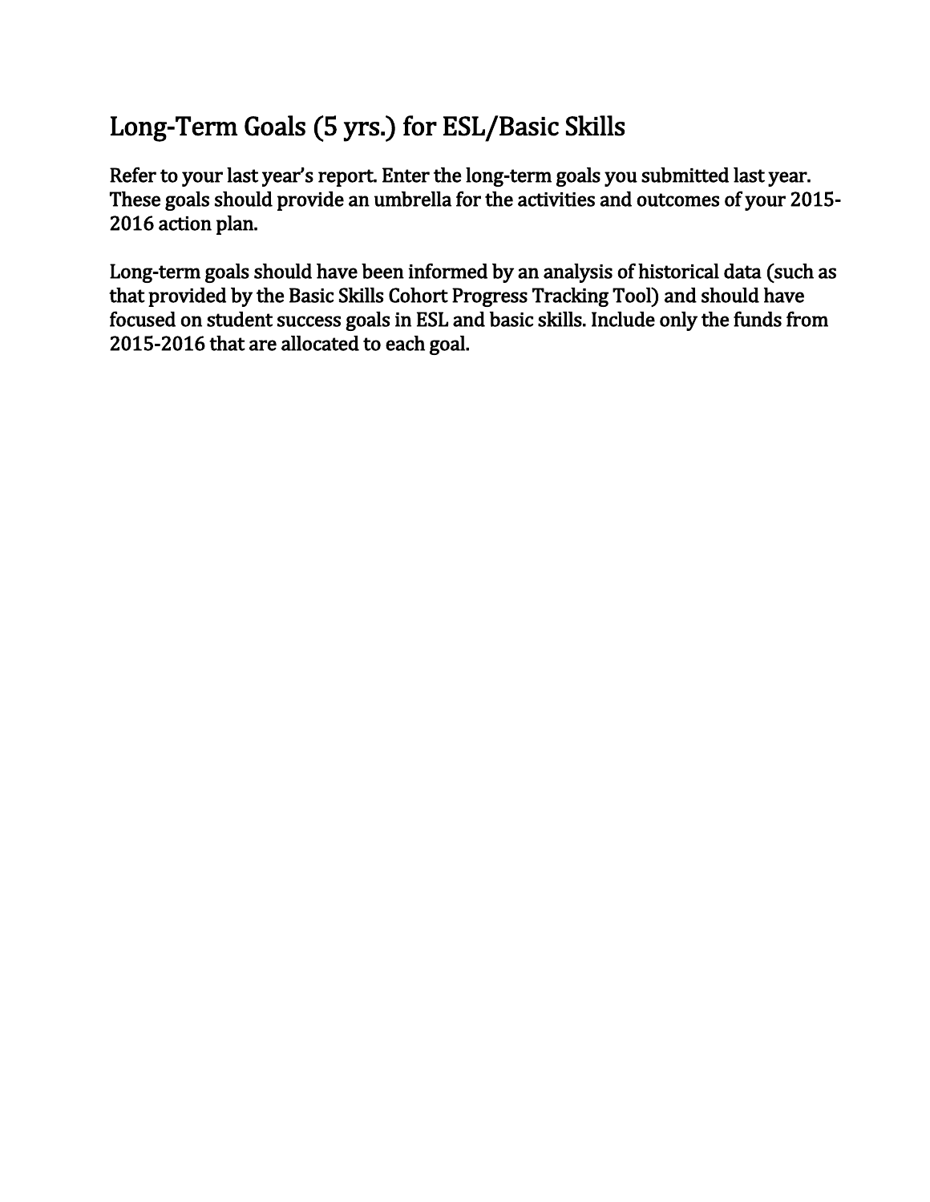# Long-Term Goals (5 yrs.) for ESL/Basic Skills

Refer to your last year's report. Enter the long-term goals you submitted last year. These goals should provide an umbrella for the activities and outcomes of your 2015-2016 action plan.

Long-term goals should have been informed by an analysis of historical data (such as that provided by the Basic Skills Cohort Progress Tracking Tool) and should have focused on student success goals in ESL and basic skills. Include only the funds from 2015-2016 that are allocated to each goal.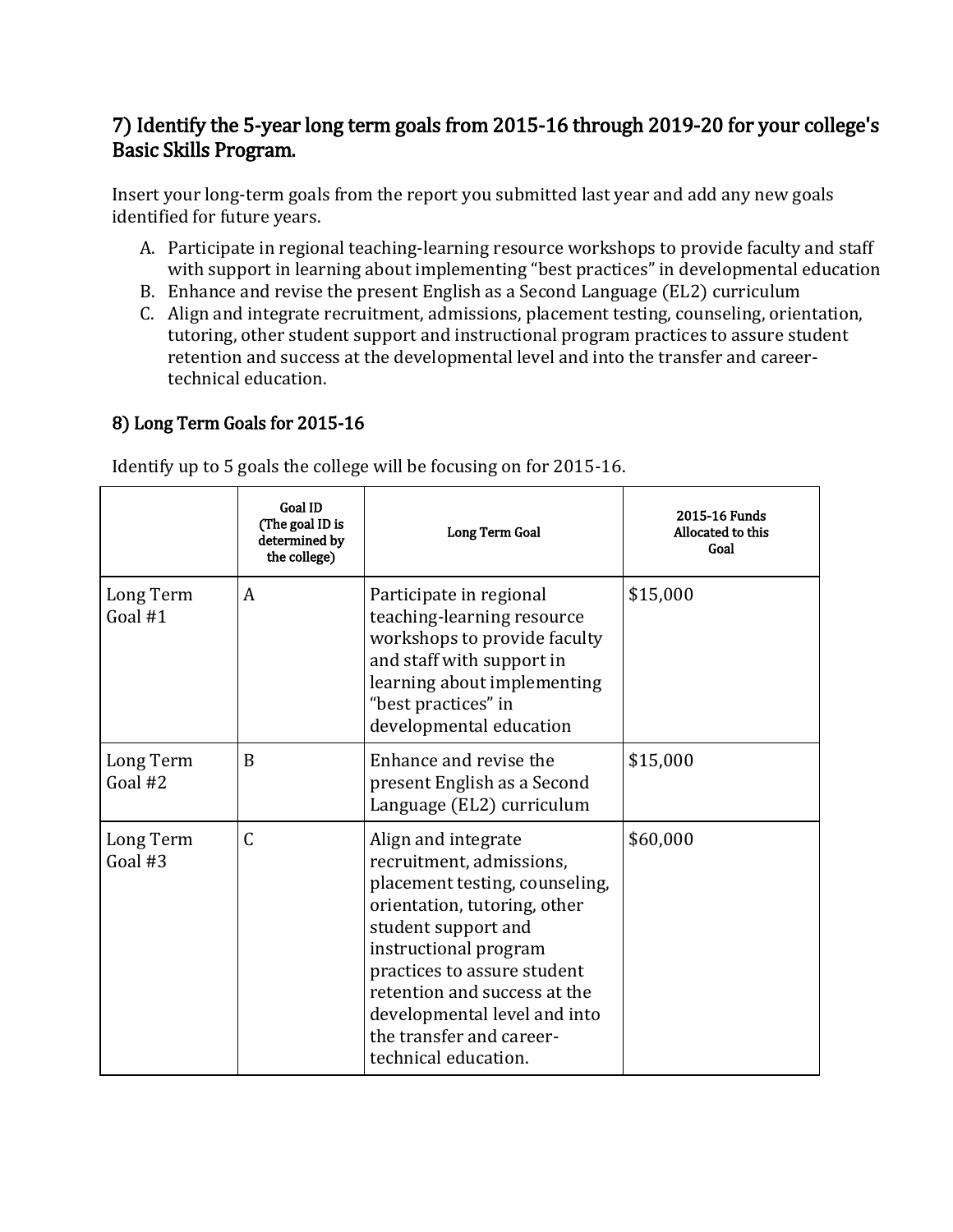## 7) Identify the 5-year long term goals from 2015-16 through 2019-20 for your college's Basic Skills Program.

Insert your long-term goals from the report you submitted last year and add any new goals identified for future years.

A. Participate in regional teaching-learning resource workshops to provide faculty and staff with support in learning about implementing "best practices" in developmental education
B. Enhance and revise the present English as a Second Language (EL2) curriculum
C. Align and integrate recruitment, admissions, placement testing, counseling, orientation, tutoring, other student support and instructional program practices to assure student retention and success at the developmental level and into the transfer and career-technical education.

## 8) Long Term Goals for 2015-16

Identify up to 5 goals the college will be focusing on for 2015-16.

| | Goal ID (The goal ID is determined by the college) | Long Term Goal | 2015-16 Funds Allocated to this Goal |
|---|---|---|---|
| Long Term Goal #1 | A | Participate in regional teaching-learning resource workshops to provide faculty and staff with support in learning about implementing "best practices" in developmental education | $15,000 |
| Long Term Goal #2 | B | Enhance and revise the present English as a Second Language (EL2) curriculum | $15,000 |
| Long Term Goal #3 | C | Align and integrate recruitment, admissions, placement testing, counseling, orientation, tutoring, other student support and instructional program practices to assure student retention and success at the developmental level and into the transfer and career-technical education. | $60,000 |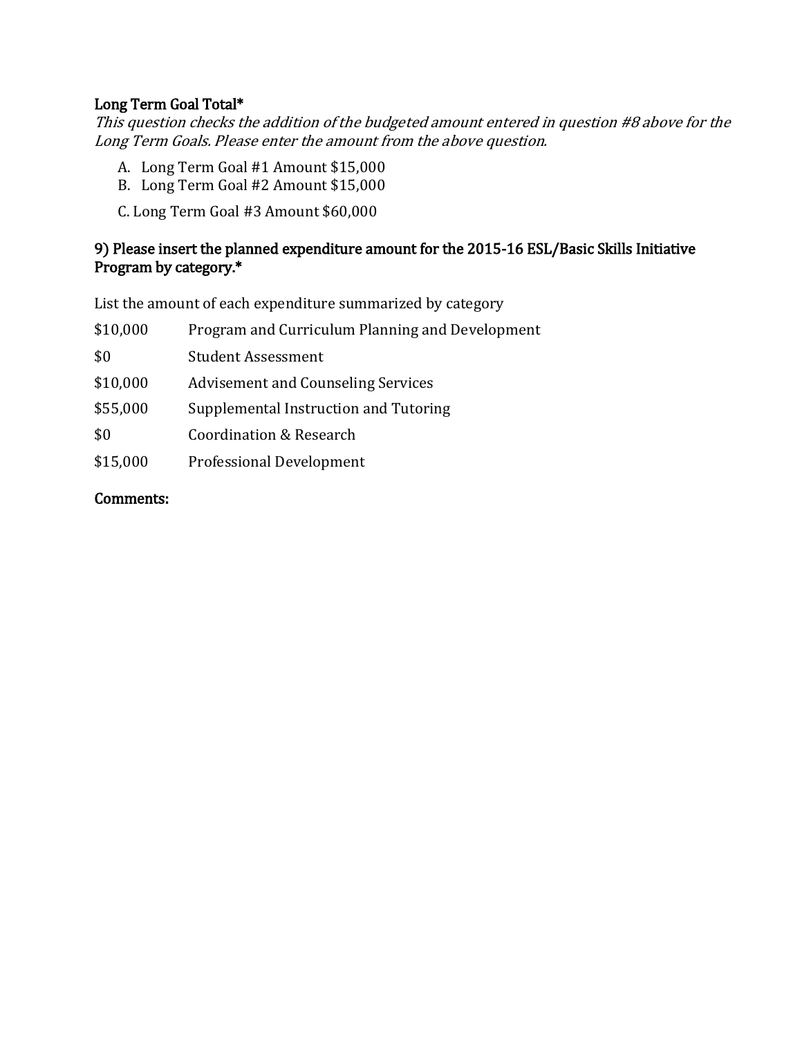**Long Term Goal Total***

*This question checks the addition of the budgeted amount entered in question #8 above for the Long Term Goals. Please enter the amount from the above question.*

A. Long Term Goal #1 Amount $15,000
B. Long Term Goal #2 Amount $15,000
C. Long Term Goal #3 Amount $60,000

**9) Please insert the planned expenditure amount for the 2015-16 ESL/Basic Skills Initiative Program by category.***

List the amount of each expenditure summarized by category

| | |
|---|---|
| $10,000 | Program and Curriculum Planning and Development |
| $0 | Student Assessment |
| $10,000 | Advisement and Counseling Services |
| $55,000 | Supplemental Instruction and Tutoring |
| $0 | Coordination & Research |
| $15,000 | Professional Development |

**Comments:**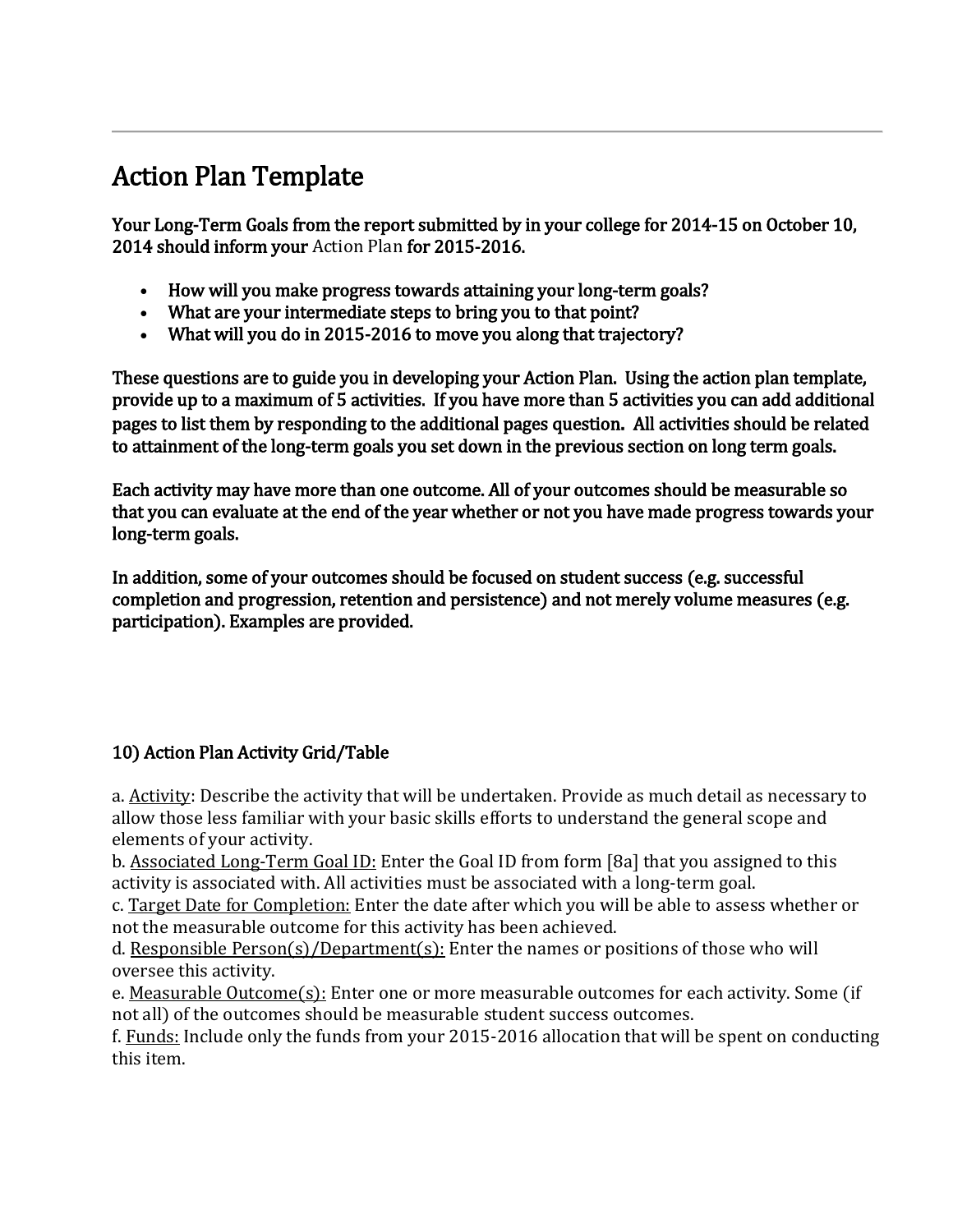# Action Plan Template

**Your Long-Term Goals from the report submitted by in your college for 2014-15 on October 10, 2014 should inform your** Action Plan **for 2015-2016.**

- **How will you make progress towards attaining your long-term goals?**
- **What are your intermediate steps to bring you to that point?**
- **What will you do in 2015-2016 to move you along that trajectory?**

**These questions are to guide you in developing your Action Plan. Using the action plan template, provide up to a maximum of 5 activities. If you have more than 5 activities you can add additional pages to list them by responding to the additional pages question. All activities should be related to attainment of the long-term goals you set down in the previous section on long term goals.**

**Each activity may have more than one outcome. All of your outcomes should be measurable so that you can evaluate at the end of the year whether or not you have made progress towards your long-term goals.**

**In addition, some of your outcomes should be focused on student success (e.g. successful completion and progression, retention and persistence) and not merely volume measures (e.g. participation). Examples are provided.**

### 10) Action Plan Activity Grid/Table

a. Activity: Describe the activity that will be undertaken. Provide as much detail as necessary to allow those less familiar with your basic skills efforts to understand the general scope and elements of your activity.
b. Associated Long-Term Goal ID: Enter the Goal ID from form [8a] that you assigned to this activity is associated with. All activities must be associated with a long-term goal.
c. Target Date for Completion: Enter the date after which you will be able to assess whether or not the measurable outcome for this activity has been achieved.
d. Responsible Person(s)/Department(s): Enter the names or positions of those who will oversee this activity.
e. Measurable Outcome(s): Enter one or more measurable outcomes for each activity. Some (if not all) of the outcomes should be measurable student success outcomes.
f. Funds: Include only the funds from your 2015-2016 allocation that will be spent on conducting this item.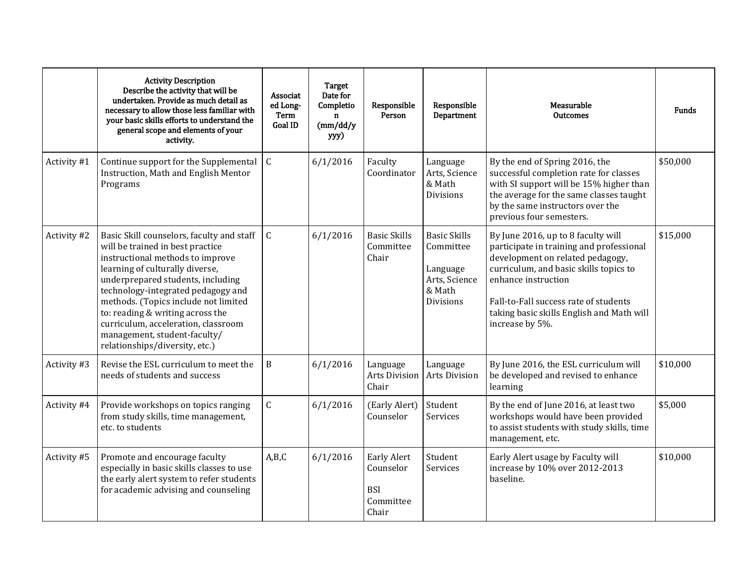| | Activity Description<br>Describe the activity that will be undertaken. Provide as much detail as necessary to allow those less familiar with your basic skills efforts to understand the general scope and elements of your activity. | Associated Long-Term Goal ID | Target Date for Completion (mm/dd/yyyy) | Responsible Person | Responsible Department | Measurable Outcomes | Funds |
|---|---|---|---|---|---|---|---|
| Activity #1 | Continue support for the Supplemental Instruction, Math and English Mentor Programs | C | 6/1/2016 | Faculty Coordinator | Language Arts, Science & Math Divisions | By the end of Spring 2016, the successful completion rate for classes with SI support will be 15% higher than the average for the same classes taught by the same instructors over the previous four semesters. | $50,000 |
| Activity #2 | Basic Skill counselors, faculty and staff will be trained in best practice instructional methods to improve learning of culturally diverse, underprepared students, including technology-integrated pedagogy and methods. (Topics include not limited to: reading & writing across the curriculum, acceleration, classroom management, student-faculty/ relationships/diversity, etc.) | C | 6/1/2016 | Basic Skills Committee Chair | Basic Skills Committee<br><br>Language Arts, Science & Math Divisions | By June 2016, up to 8 faculty will participate in training and professional development on related pedagogy, curriculum, and basic skills topics to enhance instruction<br><br>Fall-to-Fall success rate of students taking basic skills English and Math will increase by 5%. | $15,000 |
| Activity #3 | Revise the ESL curriculum to meet the needs of students and success | B | 6/1/2016 | Language Arts Division Chair | Language Arts Division | By June 2016, the ESL curriculum will be developed and revised to enhance learning | $10,000 |
| Activity #4 | Provide workshops on topics ranging from study skills, time management, etc. to students | C | 6/1/2016 | (Early Alert) Counselor | Student Services | By the end of June 2016, at least two workshops would have been provided to assist students with study skills, time management, etc. | $5,000 |
| Activity #5 | Promote and encourage faculty especially in basic skills classes to use the early alert system to refer students for academic advising and counseling | A,B,C | 6/1/2016 | Early Alert Counselor<br><br>BSI Committee Chair | Student Services | Early Alert usage by Faculty will increase by 10% over 2012-2013 baseline. | $10,000 |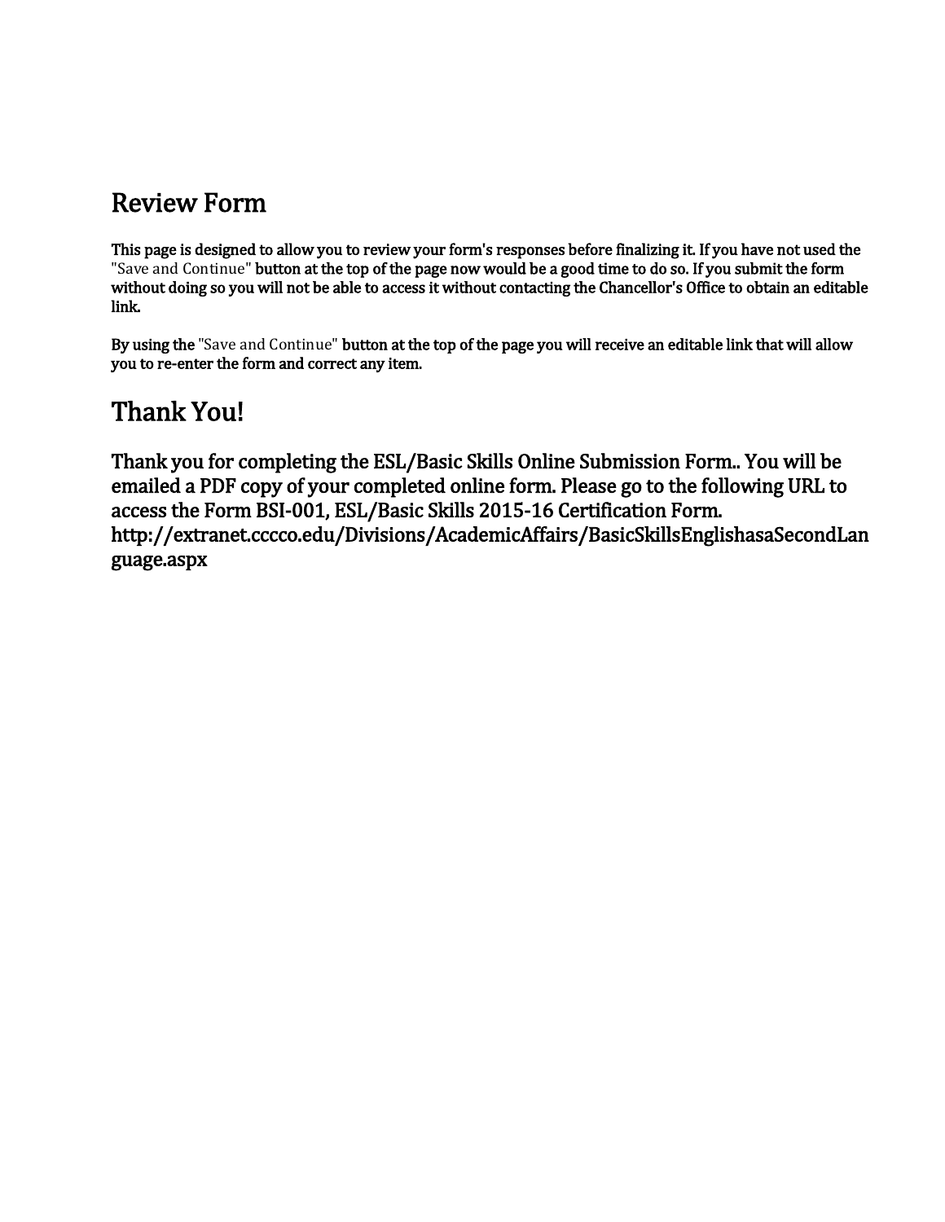## Review Form

This page is designed to allow you to review your form's responses before finalizing it. If you have not used the "Save and Continue" button at the top of the page now would be a good time to do so. If you submit the form without doing so you will not be able to access it without contacting the Chancellor's Office to obtain an editable link.

By using the "Save and Continue" button at the top of the page you will receive an editable link that will allow you to re-enter the form and correct any item.

## Thank You!

Thank you for completing the ESL/Basic Skills Online Submission Form.. You will be emailed a PDF copy of your completed online form. Please go to the following URL to access the Form BSI-001, ESL/Basic Skills 2015-16 Certification Form. http://extranet.cccco.edu/Divisions/AcademicAffairs/BasicSkillsEnglishasaSecondLanguage.aspx